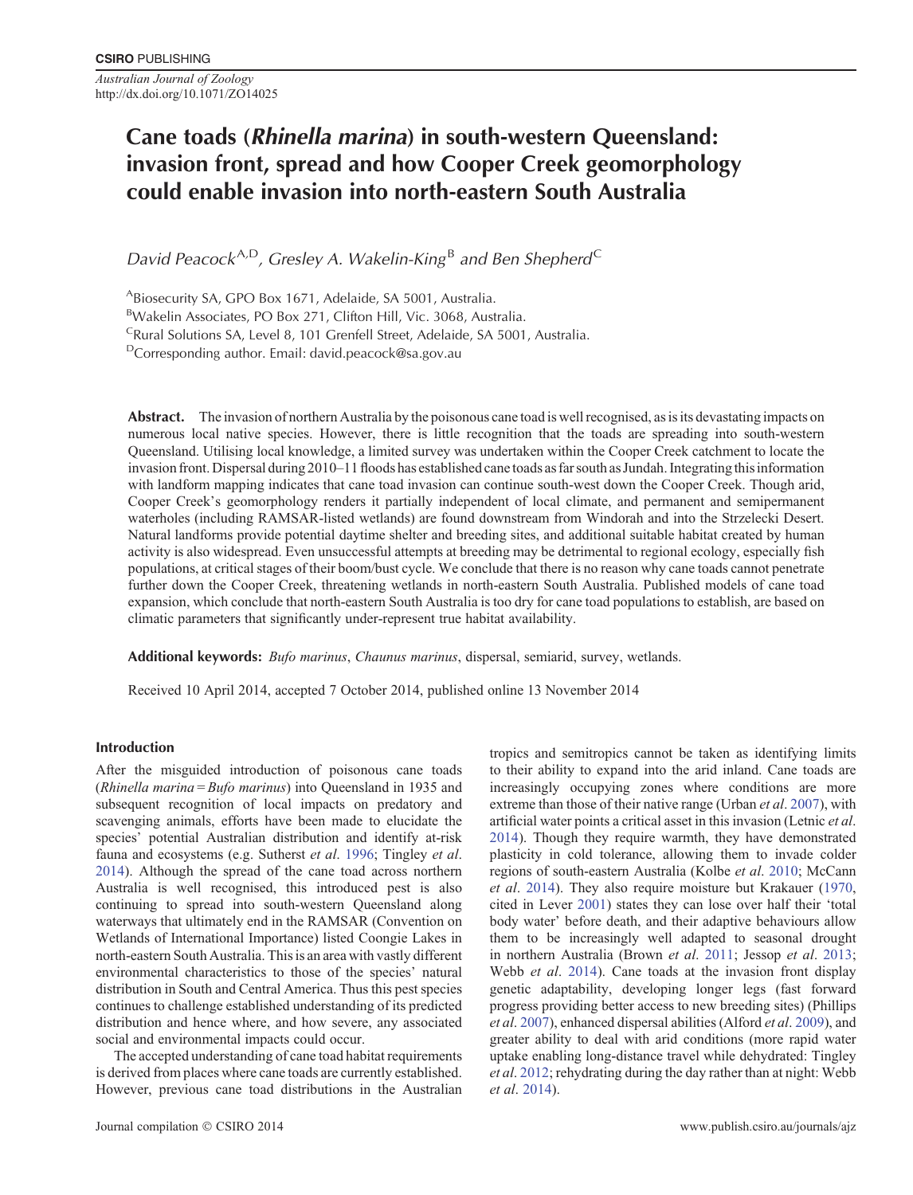CSIRO PUBLISHING

*Australian Journal of Zoology*
http://dx.doi.org/10.1071/ZO14025

# Cane toads (*Rhinella marina*) in south-western Queensland: invasion front, spread and how Cooper Creek geomorphology could enable invasion into north-eastern South Australia

*David Peacock*[A,D], *Gresley A. Wakelin-King*[B] *and Ben Shepherd*[C]

[A]Biosecurity SA, GPO Box 1671, Adelaide, SA 5001, Australia.
[B]Wakelin Associates, PO Box 271, Clifton Hill, Vic. 3068, Australia.
[C]Rural Solutions SA, Level 8, 101 Grenfell Street, Adelaide, SA 5001, Australia.
[D]Corresponding author. Email: david.peacock@sa.gov.au

**Abstract.** The invasion of northern Australia by the poisonous cane toad is well recognised, as is its devastating impacts on numerous local native species. However, there is little recognition that the toads are spreading into south-western Queensland. Utilising local knowledge, a limited survey was undertaken within the Cooper Creek catchment to locate the invasion front. Dispersal during 2010–11 floods has established cane toads as far south as Jundah. Integrating this information with landform mapping indicates that cane toad invasion can continue south-west down the Cooper Creek. Though arid, Cooper Creek's geomorphology renders it partially independent of local climate, and permanent and semipermanent waterholes (including RAMSAR-listed wetlands) are found downstream from Windorah and into the Strzelecki Desert. Natural landforms provide potential daytime shelter and breeding sites, and additional suitable habitat created by human activity is also widespread. Even unsuccessful attempts at breeding may be detrimental to regional ecology, especially fish populations, at critical stages of their boom/bust cycle. We conclude that there is no reason why cane toads cannot penetrate further down the Cooper Creek, threatening wetlands in north-eastern South Australia. Published models of cane toad expansion, which conclude that north-eastern South Australia is too dry for cane toad populations to establish, are based on climatic parameters that significantly under-represent true habitat availability.

**Additional keywords:** *Bufo marinus*, *Chaunus marinus*, dispersal, semiarid, survey, wetlands.

Received 10 April 2014, accepted 7 October 2014, published online 13 November 2014

## Introduction

After the misguided introduction of poisonous cane toads (*Rhinella marina* = *Bufo marinus*) into Queensland in 1935 and subsequent recognition of local impacts on predatory and scavenging animals, efforts have been made to elucidate the species' potential Australian distribution and identify at-risk fauna and ecosystems (e.g. Sutherst *et al*. 1996; Tingley *et al*. 2014). Although the spread of the cane toad across northern Australia is well recognised, this introduced pest is also continuing to spread into south-western Queensland along waterways that ultimately end in the RAMSAR (Convention on Wetlands of International Importance) listed Coongie Lakes in north-eastern South Australia. This is an area with vastly different environmental characteristics to those of the species' natural distribution in South and Central America. Thus this pest species continues to challenge established understanding of its predicted distribution and hence where, and how severe, any associated social and environmental impacts could occur.

The accepted understanding of cane toad habitat requirements is derived from places where cane toads are currently established. However, previous cane toad distributions in the Australian tropics and semitropics cannot be taken as identifying limits to their ability to expand into the arid inland. Cane toads are increasingly occupying zones where conditions are more extreme than those of their native range (Urban *et al*. 2007), with artificial water points a critical asset in this invasion (Letnic *et al*. 2014). Though they require warmth, they have demonstrated plasticity in cold tolerance, allowing them to invade colder regions of south-eastern Australia (Kolbe *et al*. 2010; McCann *et al*. 2014). They also require moisture but Krakauer (1970, cited in Lever 2001) states they can lose over half their 'total body water' before death, and their adaptive behaviours allow them to be increasingly well adapted to seasonal drought in northern Australia (Brown *et al*. 2011; Jessop *et al*. 2013; Webb *et al*. 2014). Cane toads at the invasion front display genetic adaptability, developing longer legs (fast forward progress providing better access to new breeding sites) (Phillips *et al*. 2007), enhanced dispersal abilities (Alford *et al*. 2009), and greater ability to deal with arid conditions (more rapid water uptake enabling long-distance travel while dehydrated: Tingley *et al*. 2012; rehydrating during the day rather than at night: Webb *et al*. 2014).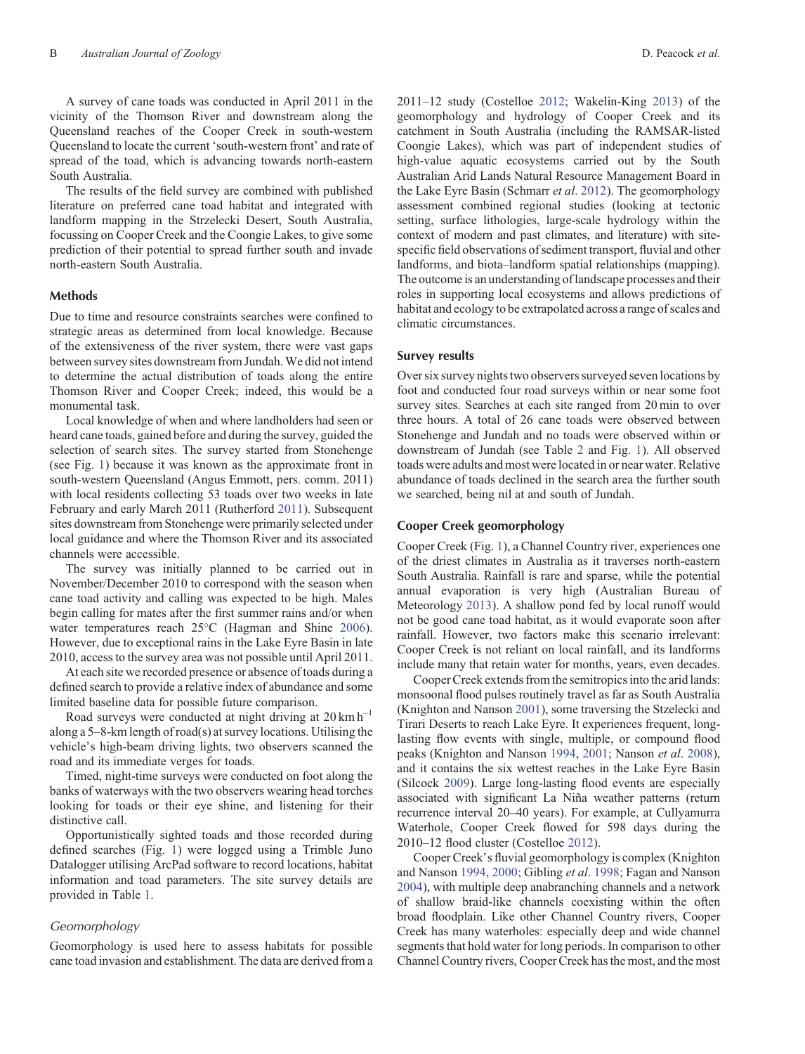A survey of cane toads was conducted in April 2011 in the vicinity of the Thomson River and downstream along the Queensland reaches of the Cooper Creek in south-western Queensland to locate the current 'south-western front' and rate of spread of the toad, which is advancing towards north-eastern South Australia.

The results of the field survey are combined with published literature on preferred cane toad habitat and integrated with landform mapping in the Strzelecki Desert, South Australia, focussing on Cooper Creek and the Coongie Lakes, to give some prediction of their potential to spread further south and invade north-eastern South Australia.

## Methods

Due to time and resource constraints searches were confined to strategic areas as determined from local knowledge. Because of the extensiveness of the river system, there were vast gaps between survey sites downstream from Jundah. We did not intend to determine the actual distribution of toads along the entire Thomson River and Cooper Creek; indeed, this would be a monumental task.

Local knowledge of when and where landholders had seen or heard cane toads, gained before and during the survey, guided the selection of search sites. The survey started from Stonehenge (see Fig. 1) because it was known as the approximate front in south-western Queensland (Angus Emmott, pers. comm. 2011) with local residents collecting 53 toads over two weeks in late February and early March 2011 (Rutherford 2011). Subsequent sites downstream from Stonehenge were primarily selected under local guidance and where the Thomson River and its associated channels were accessible.

The survey was initially planned to be carried out in November/December 2010 to correspond with the season when cane toad activity and calling was expected to be high. Males begin calling for mates after the first summer rains and/or when water temperatures reach 25°C (Hagman and Shine 2006). However, due to exceptional rains in the Lake Eyre Basin in late 2010, access to the survey area was not possible until April 2011.

At each site we recorded presence or absence of toads during a defined search to provide a relative index of abundance and some limited baseline data for possible future comparison.

Road surveys were conducted at night driving at 20 km h$^{-1}$ along a 5–8-km length of road(s) at survey locations. Utilising the vehicle's high-beam driving lights, two observers scanned the road and its immediate verges for toads.

Timed, night-time surveys were conducted on foot along the banks of waterways with the two observers wearing head torches looking for toads or their eye shine, and listening for their distinctive call.

Opportunistically sighted toads and those recorded during defined searches (Fig. 1) were logged using a Trimble Juno Datalogger utilising ArcPad software to record locations, habitat information and toad parameters. The site survey details are provided in Table 1.

### *Geomorphology*

Geomorphology is used here to assess habitats for possible cane toad invasion and establishment. The data are derived from a 2011–12 study (Costelloe 2012; Wakelin-King 2013) of the geomorphology and hydrology of Cooper Creek and its catchment in South Australia (including the RAMSAR-listed Coongie Lakes), which was part of independent studies of high-value aquatic ecosystems carried out by the South Australian Arid Lands Natural Resource Management Board in the Lake Eyre Basin (Schmarr *et al*. 2012). The geomorphology assessment combined regional studies (looking at tectonic setting, surface lithologies, large-scale hydrology within the context of modern and past climates, and literature) with site-specific field observations of sediment transport, fluvial and other landforms, and biota–landform spatial relationships (mapping). The outcome is an understanding of landscape processes and their roles in supporting local ecosystems and allows predictions of habitat and ecology to be extrapolated across a range of scales and climatic circumstances.

## Survey results

Over six survey nights two observers surveyed seven locations by foot and conducted four road surveys within or near some foot survey sites. Searches at each site ranged from 20 min to over three hours. A total of 26 cane toads were observed between Stonehenge and Jundah and no toads were observed within or downstream of Jundah (see Table 2 and Fig. 1). All observed toads were adults and most were located in or near water. Relative abundance of toads declined in the search area the further south we searched, being nil at and south of Jundah.

## Cooper Creek geomorphology

Cooper Creek (Fig. 1), a Channel Country river, experiences one of the driest climates in Australia as it traverses north-eastern South Australia. Rainfall is rare and sparse, while the potential annual evaporation is very high (Australian Bureau of Meteorology 2013). A shallow pond fed by local runoff would not be good cane toad habitat, as it would evaporate soon after rainfall. However, two factors make this scenario irrelevant: Cooper Creek is not reliant on local rainfall, and its landforms include many that retain water for months, years, even decades.

Cooper Creek extends from the semitropics into the arid lands: monsoonal flood pulses routinely travel as far as South Australia (Knighton and Nanson 2001), some traversing the Szelecki and Tirari Deserts to reach Lake Eyre. It experiences frequent, long-lasting flow events with single, multiple, or compound flood peaks (Knighton and Nanson 1994, 2001; Nanson *et al*. 2008), and it contains the six wettest reaches in the Lake Eyre Basin (Silcock 2009). Large long-lasting flood events are especially associated with significant La Niña weather patterns (return recurrence interval 20–40 years). For example, at Cullyamurra Waterhole, Cooper Creek flowed for 598 days during the 2010–12 flood cluster (Costelloe 2012).

Cooper Creek's fluvial geomorphology is complex (Knighton and Nanson 1994, 2000; Gibling *et al*. 1998; Fagan and Nanson 2004), with multiple deep anabranching channels and a network of shallow braid-like channels coexisting within the often broad floodplain. Like other Channel Country rivers, Cooper Creek has many waterholes: especially deep and wide channel segments that hold water for long periods. In comparison to other Channel Country rivers, Cooper Creek has the most, and the most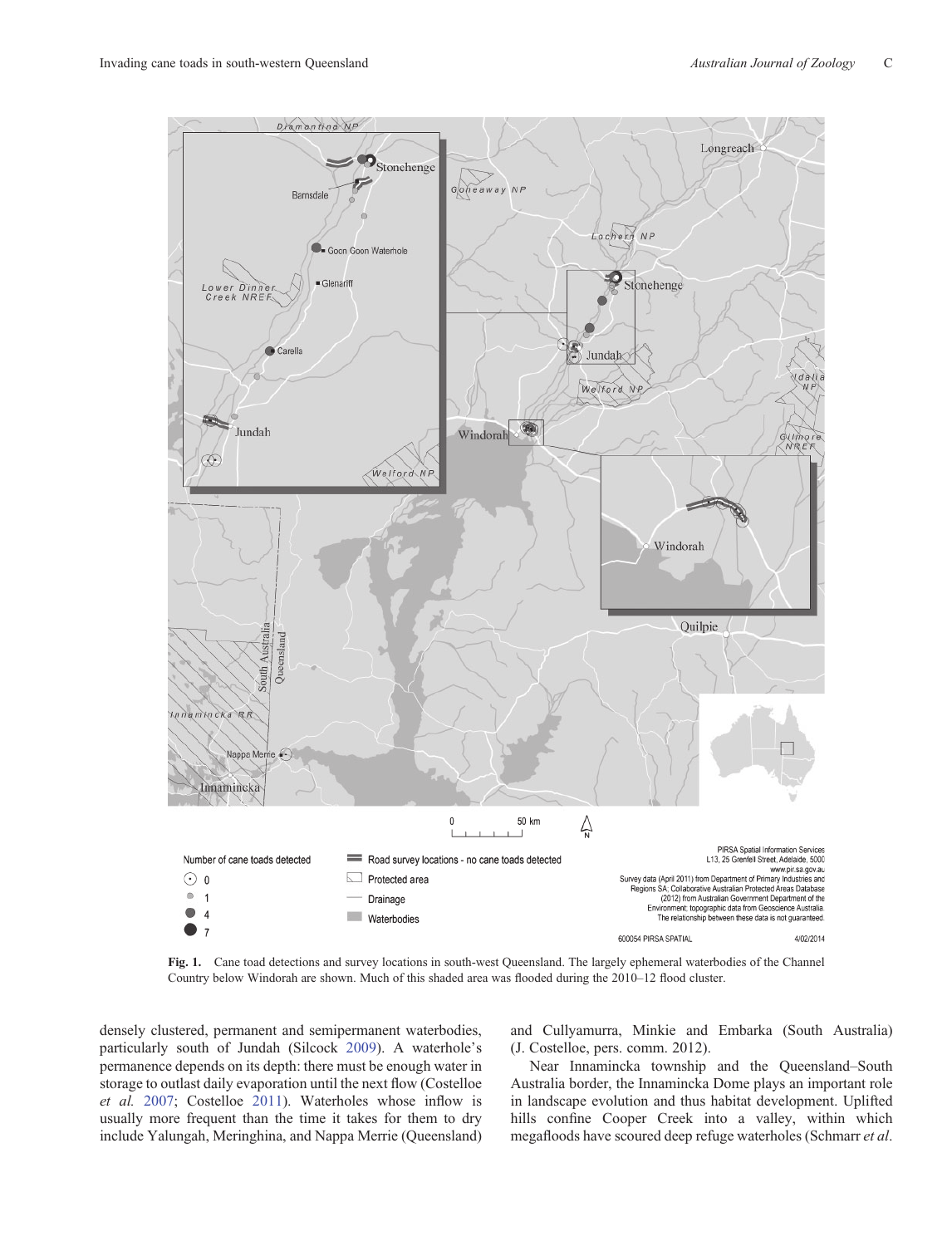Diamantina NP

Longreach

Stonehenge

Barnsdale

Goneaway NP

Lochern NP

Goon Goon Waterhole

Glenariff

Lower Dinner Creek NREF

Carella

Jundah

Welford NP

Windorah

Idalia NP

Gilmore NREF

Quilpie

South Australia

Queensland

Innamincka RR

Nappa Merrie

Innamincka

0 50 km

N

Number of cane toads detected

0

1

4

7

Road survey locations - no cane toads detected

Protected area

Drainage

Waterbodies

PIRSA Spatial Information Services
L13, 25 Grenfell Street, Adelaide, 5000
www.pir.sa.gov.au
Survey data (April 2011) from Department of Primary Industries and Regions SA; Collaborative Australian Protected Areas Database (2012) from Australian Government Department of the Environment; topographic data from Geoscience Australia.
The relationship between these data is not guaranteed.

600054 PIRSA SPATIAL 4/02/2014

**Fig. 1.** Cane toad detections and survey locations in south-west Queensland. The largely ephemeral waterbodies of the Channel Country below Windorah are shown. Much of this shaded area was flooded during the 2010–12 flood cluster.

densely clustered, permanent and semipermanent waterbodies, particularly south of Jundah (Silcock 2009). A waterhole's permanence depends on its depth: there must be enough water in storage to outlast daily evaporation until the next flow (Costelloe *et al.* 2007; Costelloe 2011). Waterholes whose inflow is usually more frequent than the time it takes for them to dry include Yalungah, Meringhina, and Nappa Merrie (Queensland) and Cullyamurra, Minkie and Embarka (South Australia) (J. Costelloe, pers. comm. 2012).

Near Innamincka township and the Queensland–South Australia border, the Innamincka Dome plays an important role in landscape evolution and thus habitat development. Uplifted hills confine Cooper Creek into a valley, within which megafloods have scoured deep refuge waterholes (Schmarr *et al*.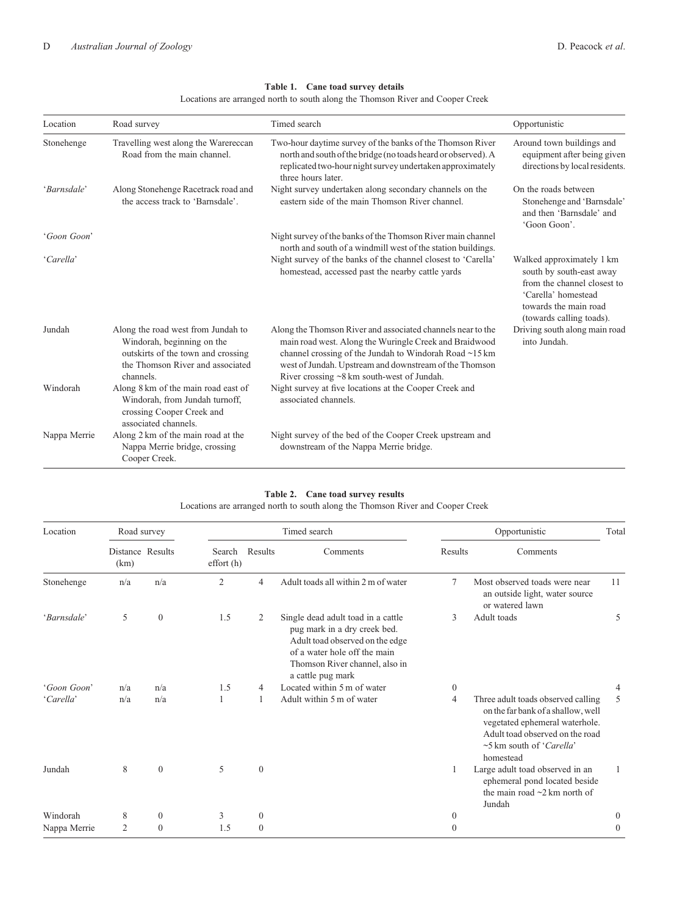**Table 1. Cane toad survey details**

Locations are arranged north to south along the Thomson River and Cooper Creek

| Location | Road survey | Timed search | Opportunistic |
|---|---|---|---|
| Stonehenge | Travelling west along the Warereccan Road from the main channel. | Two-hour daytime survey of the banks of the Thomson River north and south of the bridge (no toads heard or observed). A replicated two-hour night survey undertaken approximately three hours later. | Around town buildings and equipment after being given directions by local residents. |
| '*Barnsdale*' | Along Stonehenge Racetrack road and the access track to 'Barnsdale'. | Night survey undertaken along secondary channels on the eastern side of the main Thomson River channel. | On the roads between Stonehenge and 'Barnsdale' and then 'Barnsdale' and 'Goon Goon'. |
| '*Goon Goon*' | | Night survey of the banks of the Thomson River main channel north and south of a windmill west of the station buildings. | |
| '*Carella*' | | Night survey of the banks of the channel closest to 'Carella' homestead, accessed past the nearby cattle yards | Walked approximately 1 km south by south-east away from the channel closest to 'Carella' homestead towards the main road (towards calling toads). |
| Jundah | Along the road west from Jundah to Windorah, beginning on the outskirts of the town and crossing the Thomson River and associated channels. | Along the Thomson River and associated channels near to the main road west. Along the Wuringle Creek and Braidwood channel crossing of the Jundah to Windorah Road ~15 km west of Jundah. Upstream and downstream of the Thomson River crossing ~8 km south-west of Jundah. | Driving south along main road into Jundah. |
| Windorah | Along 8 km of the main road east of Windorah, from Jundah turnoff, crossing Cooper Creek and associated channels. | Night survey at five locations at the Cooper Creek and associated channels. | |
| Nappa Merrie | Along 2 km of the main road at the Nappa Merrie bridge, crossing Cooper Creek. | Night survey of the bed of the Cooper Creek upstream and downstream of the Nappa Merrie bridge. | |

**Table 2. Cane toad survey results**

Locations are arranged north to south along the Thomson River and Cooper Creek

| Location | Road survey | | Timed search | | | Opportunistic | | Total |
|---|---|---|---|---|---|---|---|---|
| | Distance (km) | Results | Search effort (h) | Results | Comments | Results | Comments | |
| Stonehenge | n/a | n/a | 2 | 4 | Adult toads all within 2 m of water | 7 | Most observed toads were near an outside light, water source or watered lawn | 11 |
| '*Barnsdale*' | 5 | 0 | 1.5 | 2 | Single dead adult toad in a cattle pug mark in a dry creek bed. Adult toad observed on the edge of a water hole off the main Thomson River channel, also in a cattle pug mark | 3 | Adult toads | 5 |
| '*Goon Goon*' | n/a | n/a | 1.5 | 4 | Located within 5 m of water | 0 | | 4 |
| '*Carella*' | n/a | n/a | 1 | 1 | Adult within 5 m of water | 4 | Three adult toads observed calling on the far bank of a shallow, well vegetated ephemeral waterhole. Adult toad observed on the road ~5 km south of '*Carella*' homestead | 5 |
| Jundah | 8 | 0 | 5 | 0 | | 1 | Large adult toad observed in an ephemeral pond located beside the main road ~2 km north of Jundah | 1 |
| Windorah | 8 | 0 | 3 | 0 | | 0 | | 0 |
| Nappa Merrie | 2 | 0 | 1.5 | 0 | | 0 | | 0 |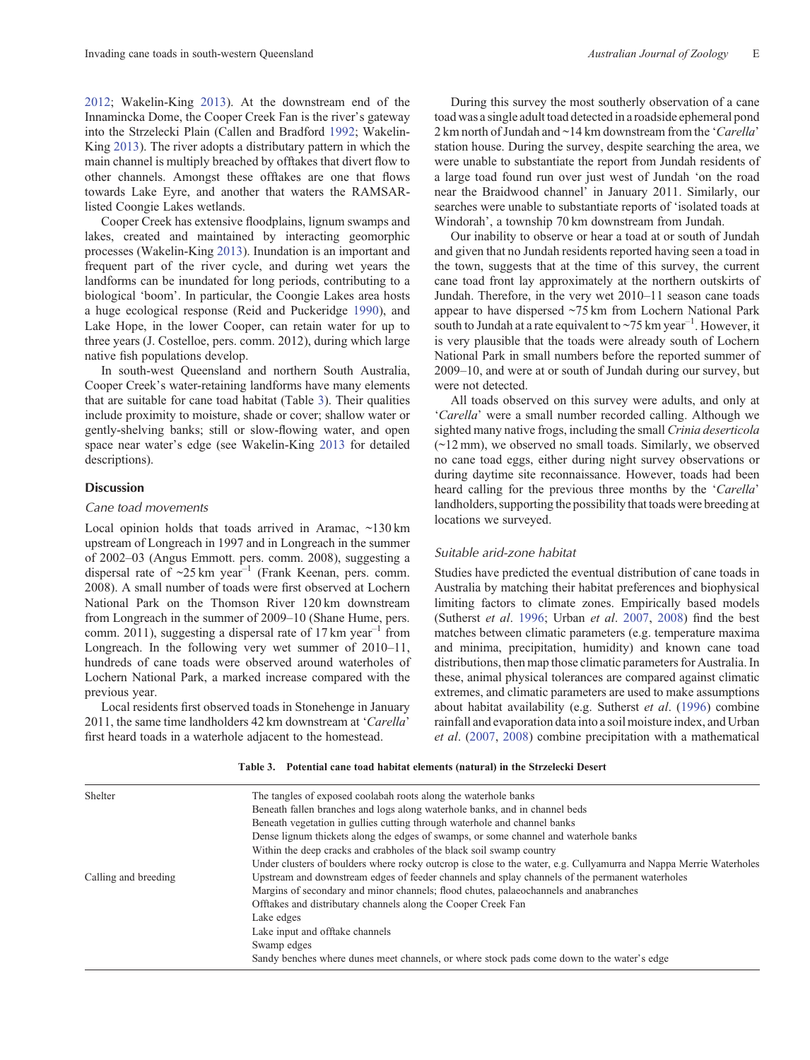2012; Wakelin-King 2013). At the downstream end of the Innamincka Dome, the Cooper Creek Fan is the river's gateway into the Strzelecki Plain (Callen and Bradford 1992; Wakelin-King 2013). The river adopts a distributary pattern in which the main channel is multiply breached by offtakes that divert flow to other channels. Amongst these offtakes are one that flows towards Lake Eyre, and another that waters the RAMSAR-listed Coongie Lakes wetlands.

Cooper Creek has extensive floodplains, lignum swamps and lakes, created and maintained by interacting geomorphic processes (Wakelin-King 2013). Inundation is an important and frequent part of the river cycle, and during wet years the landforms can be inundated for long periods, contributing to a biological 'boom'. In particular, the Coongie Lakes area hosts a huge ecological response (Reid and Puckeridge 1990), and Lake Hope, in the lower Cooper, can retain water for up to three years (J. Costelloe, pers. comm. 2012), during which large native fish populations develop.

In south-west Queensland and northern South Australia, Cooper Creek's water-retaining landforms have many elements that are suitable for cane toad habitat (Table 3). Their qualities include proximity to moisture, shade or cover; shallow water or gently-shelving banks; still or slow-flowing water, and open space near water's edge (see Wakelin-King 2013 for detailed descriptions).

## Discussion

### *Cane toad movements*

Local opinion holds that toads arrived in Aramac, ~130 km upstream of Longreach in 1997 and in Longreach in the summer of 2002–03 (Angus Emmott. pers. comm. 2008), suggesting a dispersal rate of ~25 km year$^{-1}$ (Frank Keenan, pers. comm. 2008). A small number of toads were first observed at Lochern National Park on the Thomson River 120 km downstream from Longreach in the summer of 2009–10 (Shane Hume, pers. comm. 2011), suggesting a dispersal rate of 17 km year$^{-1}$ from Longreach. In the following very wet summer of 2010–11, hundreds of cane toads were observed around waterholes of Lochern National Park, a marked increase compared with the previous year.

Local residents first observed toads in Stonehenge in January 2011, the same time landholders 42 km downstream at '*Carella*' first heard toads in a waterhole adjacent to the homestead.

During this survey the most southerly observation of a cane toad was a single adult toad detected in a roadside ephemeral pond 2 km north of Jundah and ~14 km downstream from the '*Carella*' station house. During the survey, despite searching the area, we were unable to substantiate the report from Jundah residents of a large toad found run over just west of Jundah 'on the road near the Braidwood channel' in January 2011. Similarly, our searches were unable to substantiate reports of 'isolated toads at Windorah', a township 70 km downstream from Jundah.

Our inability to observe or hear a toad at or south of Jundah and given that no Jundah residents reported having seen a toad in the town, suggests that at the time of this survey, the current cane toad front lay approximately at the northern outskirts of Jundah. Therefore, in the very wet 2010–11 season cane toads appear to have dispersed ~75 km from Lochern National Park south to Jundah at a rate equivalent to ~75 km year$^{-1}$. However, it is very plausible that the toads were already south of Lochern National Park in small numbers before the reported summer of 2009–10, and were at or south of Jundah during our survey, but were not detected.

All toads observed on this survey were adults, and only at '*Carella*' were a small number recorded calling. Although we sighted many native frogs, including the small *Crinia deserticola* (~12 mm), we observed no small toads. Similarly, we observed no cane toad eggs, either during night survey observations or during daytime site reconnaissance. However, toads had been heard calling for the previous three months by the '*Carella*' landholders, supporting the possibility that toads were breeding at locations we surveyed.

### *Suitable arid-zone habitat*

Studies have predicted the eventual distribution of cane toads in Australia by matching their habitat preferences and biophysical limiting factors to climate zones. Empirically based models (Sutherst *et al*. 1996; Urban *et al*. 2007, 2008) find the best matches between climatic parameters (e.g. temperature maxima and minima, precipitation, humidity) and known cane toad distributions, then map those climatic parameters for Australia. In these, animal physical tolerances are compared against climatic extremes, and climatic parameters are used to make assumptions about habitat availability (e.g. Sutherst *et al*. (1996) combine rainfall and evaporation data into a soil moisture index, and Urban *et al*. (2007, 2008) combine precipitation with a mathematical

**Table 3. Potential cane toad habitat elements (natural) in the Strzelecki Desert**

| | |
|---|---|
| Shelter | The tangles of exposed coolabah roots along the waterhole banks |
| | Beneath fallen branches and logs along waterhole banks, and in channel beds |
| | Beneath vegetation in gullies cutting through waterhole and channel banks |
| | Dense lignum thickets along the edges of swamps, or some channel and waterhole banks |
| | Within the deep cracks and crabholes of the black soil swamp country |
| | Under clusters of boulders where rocky outcrop is close to the water, e.g. Cullyamurra and Nappa Merrie Waterholes |
| Calling and breeding | Upstream and downstream edges of feeder channels and splay channels of the permanent waterholes |
| | Margins of secondary and minor channels; flood chutes, palaeochannels and anabranches |
| | Offtakes and distributary channels along the Cooper Creek Fan |
| | Lake edges |
| | Lake input and offtake channels |
| | Swamp edges |
| | Sandy benches where dunes meet channels, or where stock pads come down to the water's edge |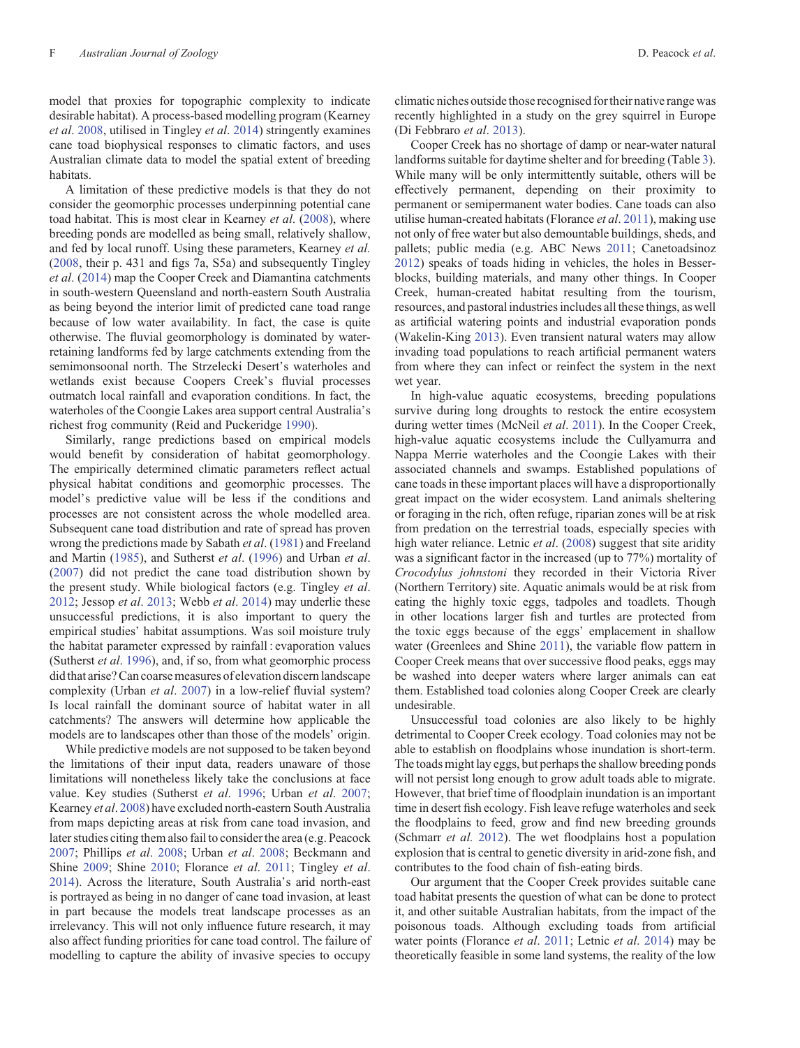model that proxies for topographic complexity to indicate desirable habitat). A process-based modelling program (Kearney *et al*. 2008, utilised in Tingley *et al*. 2014) stringently examines cane toad biophysical responses to climatic factors, and uses Australian climate data to model the spatial extent of breeding habitats.

A limitation of these predictive models is that they do not consider the geomorphic processes underpinning potential cane toad habitat. This is most clear in Kearney *et al*. (2008), where breeding ponds are modelled as being small, relatively shallow, and fed by local runoff. Using these parameters, Kearney *et al.* (2008, their p. 431 and figs 7a, S5a) and subsequently Tingley *et al*. (2014) map the Cooper Creek and Diamantina catchments in south-western Queensland and north-eastern South Australia as being beyond the interior limit of predicted cane toad range because of low water availability. In fact, the case is quite otherwise. The fluvial geomorphology is dominated by water-retaining landforms fed by large catchments extending from the semimonsoonal north. The Strzelecki Desert's waterholes and wetlands exist because Coopers Creek's fluvial processes outmatch local rainfall and evaporation conditions. In fact, the waterholes of the Coongie Lakes area support central Australia's richest frog community (Reid and Puckeridge 1990).

Similarly, range predictions based on empirical models would benefit by consideration of habitat geomorphology. The empirically determined climatic parameters reflect actual physical habitat conditions and geomorphic processes. The model's predictive value will be less if the conditions and processes are not consistent across the whole modelled area. Subsequent cane toad distribution and rate of spread has proven wrong the predictions made by Sabath *et al*. (1981) and Freeland and Martin (1985), and Sutherst *et al*. (1996) and Urban *et al*. (2007) did not predict the cane toad distribution shown by the present study. While biological factors (e.g. Tingley *et al*. 2012; Jessop *et al*. 2013; Webb *et al*. 2014) may underlie these unsuccessful predictions, it is also important to query the empirical studies' habitat assumptions. Was soil moisture truly the habitat parameter expressed by rainfall : evaporation values (Sutherst *et al*. 1996), and, if so, from what geomorphic process did that arise? Can coarse measures of elevation discern landscape complexity (Urban *et al*. 2007) in a low-relief fluvial system? Is local rainfall the dominant source of habitat water in all catchments? The answers will determine how applicable the models are to landscapes other than those of the models' origin.

While predictive models are not supposed to be taken beyond the limitations of their input data, readers unaware of those limitations will nonetheless likely take the conclusions at face value. Key studies (Sutherst *et al*. 1996; Urban *et al*. 2007; Kearney *et al*. 2008) have excluded north-eastern South Australia from maps depicting areas at risk from cane toad invasion, and later studies citing them also fail to consider the area (e.g. Peacock 2007; Phillips *et al*. 2008; Urban *et al*. 2008; Beckmann and Shine 2009; Shine 2010; Florance *et al*. 2011; Tingley *et al*. 2014). Across the literature, South Australia's arid north-east is portrayed as being in no danger of cane toad invasion, at least in part because the models treat landscape processes as an irrelevancy. This will not only influence future research, it may also affect funding priorities for cane toad control. The failure of modelling to capture the ability of invasive species to occupy climatic niches outside those recognised for their native range was recently highlighted in a study on the grey squirrel in Europe (Di Febbraro *et al*. 2013).

Cooper Creek has no shortage of damp or near-water natural landforms suitable for daytime shelter and for breeding (Table 3). While many will be only intermittently suitable, others will be effectively permanent, depending on their proximity to permanent or semipermanent water bodies. Cane toads can also utilise human-created habitats (Florance *et al*. 2011), making use not only of free water but also demountable buildings, sheds, and pallets; public media (e.g. ABC News 2011; Canetoadsinoz 2012) speaks of toads hiding in vehicles, the holes in Besser-blocks, building materials, and many other things. In Cooper Creek, human-created habitat resulting from the tourism, resources, and pastoral industries includes all these things, as well as artificial watering points and industrial evaporation ponds (Wakelin-King 2013). Even transient natural waters may allow invading toad populations to reach artificial permanent waters from where they can infect or reinfect the system in the next wet year.

In high-value aquatic ecosystems, breeding populations survive during long droughts to restock the entire ecosystem during wetter times (McNeil *et al*. 2011). In the Cooper Creek, high-value aquatic ecosystems include the Cullyamurra and Nappa Merrie waterholes and the Coongie Lakes with their associated channels and swamps. Established populations of cane toads in these important places will have a disproportionally great impact on the wider ecosystem. Land animals sheltering or foraging in the rich, often refuge, riparian zones will be at risk from predation on the terrestrial toads, especially species with high water reliance. Letnic *et al*. (2008) suggest that site aridity was a significant factor in the increased (up to 77%) mortality of *Crocodylus johnstoni* they recorded in their Victoria River (Northern Territory) site. Aquatic animals would be at risk from eating the highly toxic eggs, tadpoles and toadlets. Though in other locations larger fish and turtles are protected from the toxic eggs because of the eggs' emplacement in shallow water (Greenlees and Shine 2011), the variable flow pattern in Cooper Creek means that over successive flood peaks, eggs may be washed into deeper waters where larger animals can eat them. Established toad colonies along Cooper Creek are clearly undesirable.

Unsuccessful toad colonies are also likely to be highly detrimental to Cooper Creek ecology. Toad colonies may not be able to establish on floodplains whose inundation is short-term. The toads might lay eggs, but perhaps the shallow breeding ponds will not persist long enough to grow adult toads able to migrate. However, that brief time of floodplain inundation is an important time in desert fish ecology. Fish leave refuge waterholes and seek the floodplains to feed, grow and find new breeding grounds (Schmarr *et al.* 2012). The wet floodplains host a population explosion that is central to genetic diversity in arid-zone fish, and contributes to the food chain of fish-eating birds.

Our argument that the Cooper Creek provides suitable cane toad habitat presents the question of what can be done to protect it, and other suitable Australian habitats, from the impact of the poisonous toads. Although excluding toads from artificial water points (Florance *et al*. 2011; Letnic *et al*. 2014) may be theoretically feasible in some land systems, the reality of the low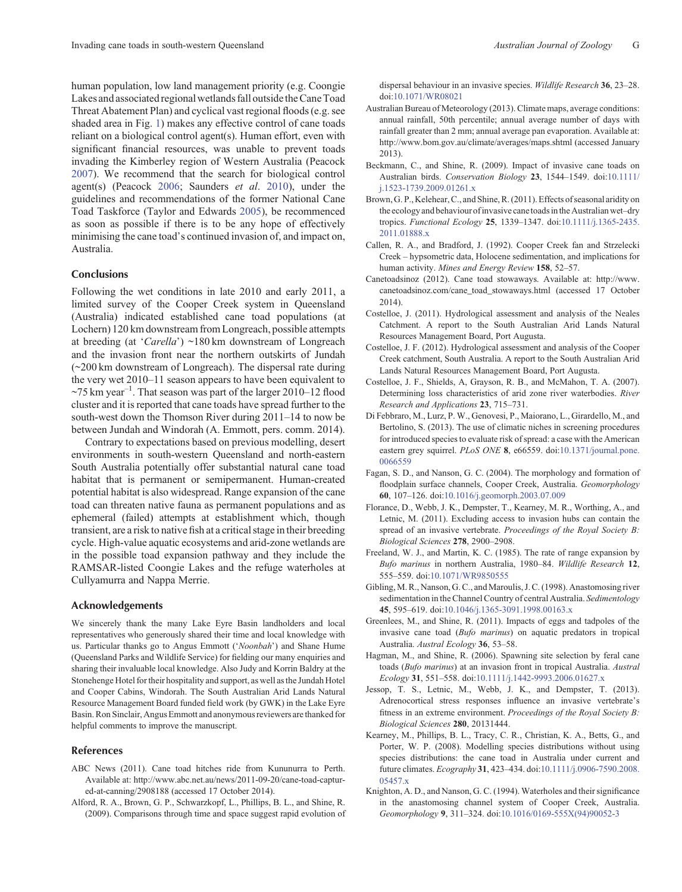human population, low land management priority (e.g. Coongie Lakes and associated regional wetlands fall outside the Cane Toad Threat Abatement Plan) and cyclical vast regional floods (e.g. see shaded area in Fig. 1) makes any effective control of cane toads reliant on a biological control agent(s). Human effort, even with significant financial resources, was unable to prevent toads invading the Kimberley region of Western Australia (Peacock 2007). We recommend that the search for biological control agent(s) (Peacock 2006; Saunders *et al*. 2010), under the guidelines and recommendations of the former National Cane Toad Taskforce (Taylor and Edwards 2005), be recommenced as soon as possible if there is to be any hope of effectively minimising the cane toad's continued invasion of, and impact on, Australia.

## Conclusions

Following the wet conditions in late 2010 and early 2011, a limited survey of the Cooper Creek system in Queensland (Australia) indicated established cane toad populations (at Lochern) 120 km downstream from Longreach, possible attempts at breeding (at '*Carella*') ~180 km downstream of Longreach and the invasion front near the northern outskirts of Jundah (~200 km downstream of Longreach). The dispersal rate during the very wet 2010–11 season appears to have been equivalent to ~75 km year$^{-1}$. That season was part of the larger 2010–12 flood cluster and it is reported that cane toads have spread further to the south-west down the Thomson River during 2011–14 to now be between Jundah and Windorah (A. Emmott, pers. comm. 2014).

Contrary to expectations based on previous modelling, desert environments in south-western Queensland and north-eastern South Australia potentially offer substantial natural cane toad habitat that is permanent or semipermanent. Human-created potential habitat is also widespread. Range expansion of the cane toad can threaten native fauna as permanent populations and as ephemeral (failed) attempts at establishment which, though transient, are a risk to native fish at a critical stage in their breeding cycle. High-value aquatic ecosystems and arid-zone wetlands are in the possible toad expansion pathway and they include the RAMSAR-listed Coongie Lakes and the refuge waterholes at Cullyamurra and Nappa Merrie.

## Acknowledgements

We sincerely thank the many Lake Eyre Basin landholders and local representatives who generously shared their time and local knowledge with us. Particular thanks go to Angus Emmott ('*Noonbah*') and Shane Hume (Queensland Parks and Wildlife Service) for fielding our many enquiries and sharing their invaluable local knowledge. Also Judy and Korrin Baldry at the Stonehenge Hotel for their hospitality and support, as well as the Jundah Hotel and Cooper Cabins, Windorah. The South Australian Arid Lands Natural Resource Management Board funded field work (by GWK) in the Lake Eyre Basin. Ron Sinclair, Angus Emmott and anonymous reviewers are thanked for helpful comments to improve the manuscript.

## References

ABC News (2011). Cane toad hitches ride from Kununurra to Perth. Available at: http://www.abc.net.au/news/2011-09-20/cane-toad-captured-at-canning/2908188 (accessed 17 October 2014).

Alford, R. A., Brown, G. P., Schwarzkopf, L., Phillips, B. L., and Shine, R. (2009). Comparisons through time and space suggest rapid evolution of dispersal behaviour in an invasive species. *Wildlife Research* **36**, 23–28. doi:10.1071/WR08021

Australian Bureau of Meteorology (2013). Climate maps, average conditions: annual rainfall, 50th percentile; annual average number of days with rainfall greater than 2 mm; annual average pan evaporation. Available at: http://www.bom.gov.au/climate/averages/maps.shtml (accessed January 2013).

Beckmann, C., and Shine, R. (2009). Impact of invasive cane toads on Australian birds. *Conservation Biology* **23**, 1544–1549. doi:10.1111/j.1523-1739.2009.01261.x

Brown, G. P., Kelehear, C., and Shine, R. (2011). Effects of seasonal aridity on the ecology and behaviour of invasive cane toads in the Australian wet–dry tropics. *Functional Ecology* **25**, 1339–1347. doi:10.1111/j.1365-2435.2011.01888.x

Callen, R. A., and Bradford, J. (1992). Cooper Creek fan and Strzelecki Creek – hypsometric data, Holocene sedimentation, and implications for human activity. *Mines and Energy Review* **158**, 52–57.

Canetoadsinoz (2012). Cane toad stowaways. Available at: http://www.canetoadsinoz.com/cane_toad_stowaways.html (accessed 17 October 2014).

Costelloe, J. (2011). Hydrological assessment and analysis of the Neales Catchment. A report to the South Australian Arid Lands Natural Resources Management Board, Port Augusta.

Costelloe, J. F. (2012). Hydrological assessment and analysis of the Cooper Creek catchment, South Australia. A report to the South Australian Arid Lands Natural Resources Management Board, Port Augusta.

Costelloe, J. F., Shields, A, Grayson, R. B., and McMahon, T. A. (2007). Determining loss characteristics of arid zone river waterbodies. *River Research and Applications* **23**, 715–731.

Di Febbraro, M., Lurz, P. W., Genovesi, P., Maiorano, L., Girardello, M., and Bertolino, S. (2013). The use of climatic niches in screening procedures for introduced species to evaluate risk of spread: a case with the American eastern grey squirrel. *PLoS ONE* **8**, e66559. doi:10.1371/journal.pone.0066559

Fagan, S. D., and Nanson, G. C. (2004). The morphology and formation of floodplain surface channels, Cooper Creek, Australia. *Geomorphology* **60**, 107–126. doi:10.1016/j.geomorph.2003.07.009

Florance, D., Webb, J. K., Dempster, T., Kearney, M. R., Worthing, A., and Letnic, M. (2011). Excluding access to invasion hubs can contain the spread of an invasive vertebrate. *Proceedings of the Royal Society B: Biological Sciences* **278**, 2900–2908.

Freeland, W. J., and Martin, K. C. (1985). The rate of range expansion by *Bufo marinus* in northern Australia, 1980–84. *Wildlife Research* **12**, 555–559. doi:10.1071/WR9850555

Gibling, M. R., Nanson, G. C., and Maroulis, J. C. (1998). Anastomosing river sedimentation in the Channel Country of central Australia. *Sedimentology* **45**, 595–619. doi:10.1046/j.1365-3091.1998.00163.x

Greenlees, M., and Shine, R. (2011). Impacts of eggs and tadpoles of the invasive cane toad (*Bufo marinus*) on aquatic predators in tropical Australia. *Austral Ecology* **36**, 53–58.

Hagman, M., and Shine, R. (2006). Spawning site selection by feral cane toads (*Bufo marinus*) at an invasion front in tropical Australia. *Austral Ecology* **31**, 551–558. doi:10.1111/j.1442-9993.2006.01627.x

Jessop, T. S., Letnic, M., Webb, J. K., and Dempster, T. (2013). Adrenocortical stress responses influence an invasive vertebrate's fitness in an extreme environment. *Proceedings of the Royal Society B: Biological Sciences* **280**, 20131444.

Kearney, M., Phillips, B. L., Tracy, C. R., Christian, K. A., Betts, G., and Porter, W. P. (2008). Modelling species distributions without using species distributions: the cane toad in Australia under current and future climates. *Ecography* **31**, 423–434. doi:10.1111/j.0906-7590.2008.05457.x

Knighton, A. D., and Nanson, G. C. (1994). Waterholes and their significance in the anastomosing channel system of Cooper Creek, Australia. *Geomorphology* **9**, 311–324. doi:10.1016/0169-555X(94)90052-3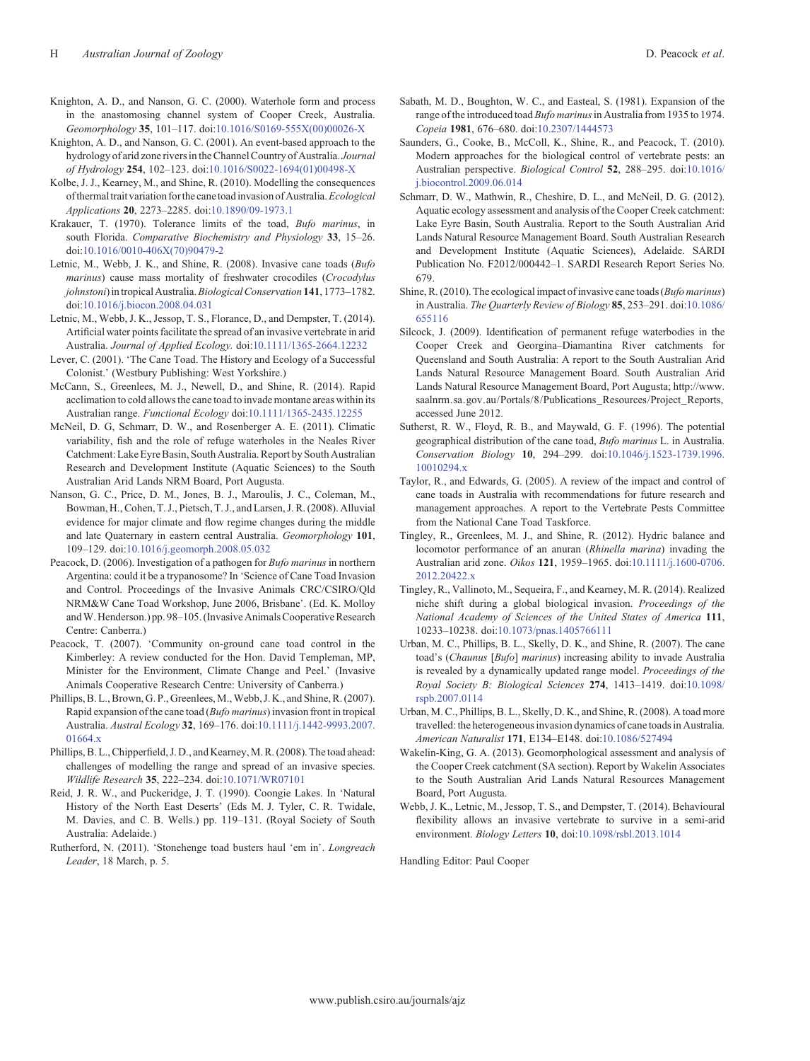Knighton, A. D., and Nanson, G. C. (2000). Waterhole form and process in the anastomosing channel system of Cooper Creek, Australia. *Geomorphology* **35**, 101–117. doi:10.1016/S0169-555X(00)00026-X

Knighton, A. D., and Nanson, G. C. (2001). An event-based approach to the hydrology of arid zone rivers in the Channel Country of Australia. *Journal of Hydrology* **254**, 102–123. doi:10.1016/S0022-1694(01)00498-X

Kolbe, J. J., Kearney, M., and Shine, R. (2010). Modelling the consequences of thermal trait variation for the cane toad invasion of Australia. *Ecological Applications* **20**, 2273–2285. doi:10.1890/09-1973.1

Krakauer, T. (1970). Tolerance limits of the toad, *Bufo marinus*, in south Florida. *Comparative Biochemistry and Physiology* **33**, 15–26. doi:10.1016/0010-406X(70)90479-2

Letnic, M., Webb, J. K., and Shine, R. (2008). Invasive cane toads (*Bufo marinus*) cause mass mortality of freshwater crocodiles (*Crocodylus johnstoni*) in tropical Australia. *Biological Conservation* **141**, 1773–1782. doi:10.1016/j.biocon.2008.04.031

Letnic, M., Webb, J. K., Jessop, T. S., Florance, D., and Dempster, T. (2014). Artificial water points facilitate the spread of an invasive vertebrate in arid Australia. *Journal of Applied Ecology*. doi:10.1111/1365-2664.12232

Lever, C. (2001). 'The Cane Toad. The History and Ecology of a Successful Colonist.' (Westbury Publishing: West Yorkshire.)

McCann, S., Greenlees, M. J., Newell, D., and Shine, R. (2014). Rapid acclimation to cold allows the cane toad to invade montane areas within its Australian range. *Functional Ecology* doi:10.1111/1365-2435.12255

McNeil, D. G, Schmarr, D. W., and Rosenberger A. E. (2011). Climatic variability, fish and the role of refuge waterholes in the Neales River Catchment: Lake Eyre Basin, South Australia. Report by South Australian Research and Development Institute (Aquatic Sciences) to the South Australian Arid Lands NRM Board, Port Augusta.

Nanson, G. C., Price, D. M., Jones, B. J., Maroulis, J. C., Coleman, M., Bowman, H., Cohen, T. J., Pietsch, T. J., and Larsen, J. R. (2008). Alluvial evidence for major climate and flow regime changes during the middle and late Quaternary in eastern central Australia. *Geomorphology* **101**, 109–129. doi:10.1016/j.geomorph.2008.05.032

Peacock, D. (2006). Investigation of a pathogen for *Bufo marinus* in northern Argentina: could it be a trypanosome? In 'Science of Cane Toad Invasion and Control. Proceedings of the Invasive Animals CRC/CSIRO/Qld NRM&W Cane Toad Workshop, June 2006, Brisbane'. (Ed. K. Molloy and W. Henderson.) pp. 98–105. (Invasive Animals Cooperative Research Centre: Canberra.)

Peacock, T. (2007). 'Community on-ground cane toad control in the Kimberley: A review conducted for the Hon. David Templeman, MP, Minister for the Environment, Climate Change and Peel.' (Invasive Animals Cooperative Research Centre: University of Canberra.)

Phillips, B. L., Brown, G. P., Greenlees, M., Webb, J. K., and Shine, R. (2007). Rapid expansion of the cane toad (*Bufo marinus*) invasion front in tropical Australia. *Austral Ecology* **32**, 169–176. doi:10.1111/j.1442-9993.2007.01664.x

Phillips, B. L., Chipperfield, J. D., and Kearney, M. R. (2008). The toad ahead: challenges of modelling the range and spread of an invasive species. *Wildlife Research* **35**, 222–234. doi:10.1071/WR07101

Reid, J. R. W., and Puckeridge, J. T. (1990). Coongie Lakes. In 'Natural History of the North East Deserts' (Eds M. J. Tyler, C. R. Twidale, M. Davies, and C. B. Wells.) pp. 119–131. (Royal Society of South Australia: Adelaide.)

Rutherford, N. (2011). 'Stonehenge toad busters haul 'em in'. *Longreach Leader*, 18 March, p. 5.

Sabath, M. D., Boughton, W. C., and Easteal, S. (1981). Expansion of the range of the introduced toad *Bufo marinus* in Australia from 1935 to 1974. *Copeia* **1981**, 676–680. doi:10.2307/1444573

Saunders, G., Cooke, B., McColl, K., Shine, R., and Peacock, T. (2010). Modern approaches for the biological control of vertebrate pests: an Australian perspective. *Biological Control* **52**, 288–295. doi:10.1016/j.biocontrol.2009.06.014

Schmarr, D. W., Mathwin, R., Cheshire, D. L., and McNeil, D. G. (2012). Aquatic ecology assessment and analysis of the Cooper Creek catchment: Lake Eyre Basin, South Australia. Report to the South Australian Arid Lands Natural Resource Management Board. South Australian Research and Development Institute (Aquatic Sciences), Adelaide. SARDI Publication No. F2012/000442–1. SARDI Research Report Series No. 679.

Shine, R. (2010). The ecological impact of invasive cane toads (*Bufo marinus*) in Australia. *The Quarterly Review of Biology* **85**, 253–291. doi:10.1086/655116

Silcock, J. (2009). Identification of permanent refuge waterbodies in the Cooper Creek and Georgina–Diamantina River catchments for Queensland and South Australia: A report to the South Australian Arid Lands Natural Resource Management Board. South Australian Arid Lands Natural Resource Management Board, Port Augusta; http://www.saalnrm.sa.gov.au/Portals/8/Publications_Resources/Project_Reports, accessed June 2012.

Sutherst, R. W., Floyd, R. B., and Maywald, G. F. (1996). The potential geographical distribution of the cane toad, *Bufo marinus* L. in Australia. *Conservation Biology* **10**, 294–299. doi:10.1046/j.1523-1739.1996.10010294.x

Taylor, R., and Edwards, G. (2005). A review of the impact and control of cane toads in Australia with recommendations for future research and management approaches. A report to the Vertebrate Pests Committee from the National Cane Toad Taskforce.

Tingley, R., Greenlees, M. J., and Shine, R. (2012). Hydric balance and locomotor performance of an anuran (*Rhinella marina*) invading the Australian arid zone. *Oikos* **121**, 1959–1965. doi:10.1111/j.1600-0706.2012.20422.x

Tingley, R., Vallinoto, M., Sequeira, F., and Kearney, M. R. (2014). Realized niche shift during a global biological invasion. *Proceedings of the National Academy of Sciences of the United States of America* **111**, 10233–10238. doi:10.1073/pnas.1405766111

Urban, M. C., Phillips, B. L., Skelly, D. K., and Shine, R. (2007). The cane toad's (*Chaunus* [*Bufo*] *marinus*) increasing ability to invade Australia is revealed by a dynamically updated range model. *Proceedings of the Royal Society B: Biological Sciences* **274**, 1413–1419. doi:10.1098/rspb.2007.0114

Urban, M. C., Phillips, B. L., Skelly, D. K., and Shine, R. (2008). A toad more travelled: the heterogeneous invasion dynamics of cane toads in Australia. *American Naturalist* **171**, E134–E148. doi:10.1086/527494

Wakelin-King, G. A. (2013). Geomorphological assessment and analysis of the Cooper Creek catchment (SA section). Report by Wakelin Associates to the South Australian Arid Lands Natural Resources Management Board, Port Augusta.

Webb, J. K., Letnic, M., Jessop, T. S., and Dempster, T. (2014). Behavioural flexibility allows an invasive vertebrate to survive in a semi-arid environment. *Biology Letters* **10**, doi:10.1098/rsbl.2013.1014

Handling Editor: Paul Cooper